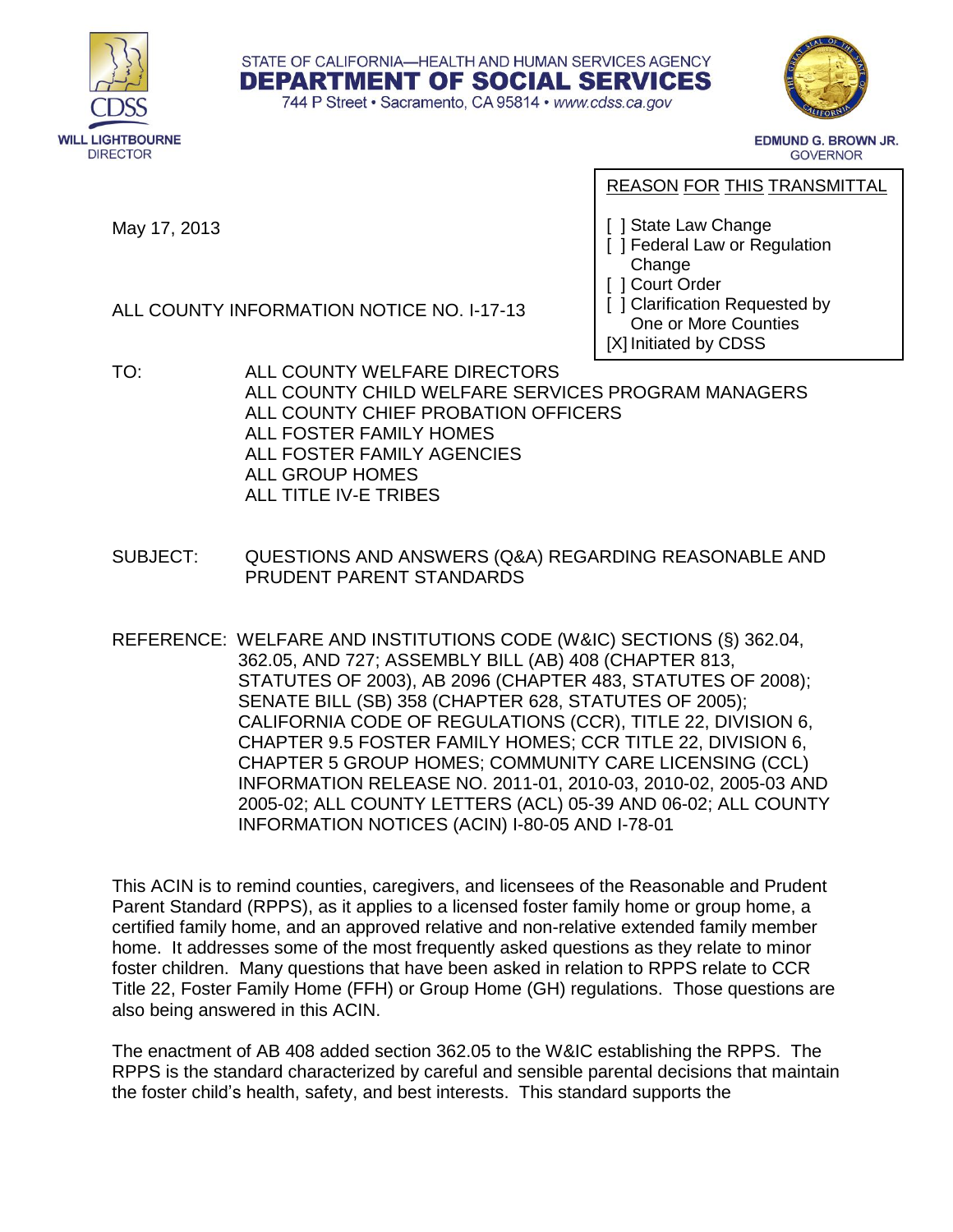STATE OF CALIFORNIA—HEALTH AND HUMAN SERVICES AGENCY

**DEPARTMENT OF SOCIAL SERVICES**

744 P Street • Sacramento, CA 95814 • www.cdss.ca.gov

WILL LIGHTBOURNE
DIRECTOR

EDMUND G. BROWN JR.
GOVERNOR

May 17, 2013

REASON FOR THIS TRANSMITTAL

[ ] State Law Change
[ ] Federal Law or Regulation Change
[ ] Court Order
[ ] Clarification Requested by One or More Counties
[X] Initiated by CDSS

ALL COUNTY INFORMATION NOTICE NO. I-17-13

TO: ALL COUNTY WELFARE DIRECTORS
ALL COUNTY CHILD WELFARE SERVICES PROGRAM MANAGERS
ALL COUNTY CHIEF PROBATION OFFICERS
ALL FOSTER FAMILY HOMES
ALL FOSTER FAMILY AGENCIES
ALL GROUP HOMES
ALL TITLE IV-E TRIBES

SUBJECT: QUESTIONS AND ANSWERS (Q&A) REGARDING REASONABLE AND PRUDENT PARENT STANDARDS

REFERENCE: WELFARE AND INSTITUTIONS CODE (W&IC) SECTIONS (§) 362.04, 362.05, AND 727; ASSEMBLY BILL (AB) 408 (CHAPTER 813, STATUTES OF 2003), AB 2096 (CHAPTER 483, STATUTES OF 2008); SENATE BILL (SB) 358 (CHAPTER 628, STATUTES OF 2005); CALIFORNIA CODE OF REGULATIONS (CCR), TITLE 22, DIVISION 6, CHAPTER 9.5 FOSTER FAMILY HOMES; CCR TITLE 22, DIVISION 6, CHAPTER 5 GROUP HOMES; COMMUNITY CARE LICENSING (CCL) INFORMATION RELEASE NO. 2011-01, 2010-03, 2010-02, 2005-03 AND 2005-02; ALL COUNTY LETTERS (ACL) 05-39 AND 06-02; ALL COUNTY INFORMATION NOTICES (ACIN) I-80-05 AND I-78-01

This ACIN is to remind counties, caregivers, and licensees of the Reasonable and Prudent Parent Standard (RPPS), as it applies to a licensed foster family home or group home, a certified family home, and an approved relative and non-relative extended family member home. It addresses some of the most frequently asked questions as they relate to minor foster children. Many questions that have been asked in relation to RPPS relate to CCR Title 22, Foster Family Home (FFH) or Group Home (GH) regulations. Those questions are also being answered in this ACIN.

The enactment of AB 408 added section 362.05 to the W&IC establishing the RPPS. The RPPS is the standard characterized by careful and sensible parental decisions that maintain the foster child's health, safety, and best interests. This standard supports the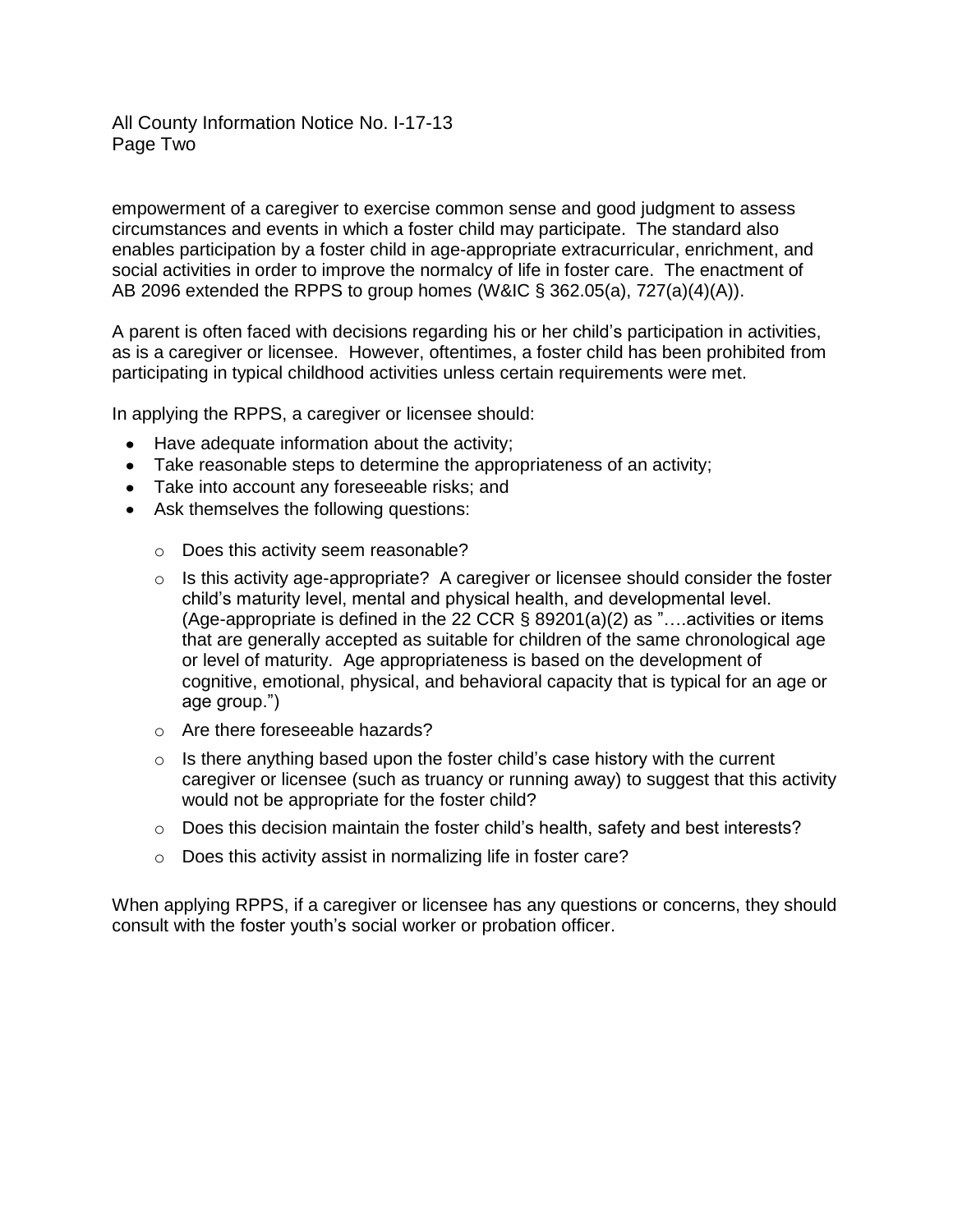empowerment of a caregiver to exercise common sense and good judgment to assess circumstances and events in which a foster child may participate. The standard also enables participation by a foster child in age-appropriate extracurricular, enrichment, and social activities in order to improve the normalcy of life in foster care. The enactment of AB 2096 extended the RPPS to group homes (W&IC § 362.05(a), 727(a)(4)(A)).

A parent is often faced with decisions regarding his or her child's participation in activities, as is a caregiver or licensee. However, oftentimes, a foster child has been prohibited from participating in typical childhood activities unless certain requirements were met.

In applying the RPPS, a caregiver or licensee should:

- Have adequate information about the activity;
- Take reasonable steps to determine the appropriateness of an activity;
- Take into account any foreseeable risks; and
- Ask themselves the following questions:
  - Does this activity seem reasonable?
  - Is this activity age-appropriate? A caregiver or licensee should consider the foster child's maturity level, mental and physical health, and developmental level. (Age-appropriate is defined in the 22 CCR § 89201(a)(2) as "….activities or items that are generally accepted as suitable for children of the same chronological age or level of maturity. Age appropriateness is based on the development of cognitive, emotional, physical, and behavioral capacity that is typical for an age or age group.")
  - Are there foreseeable hazards?
  - Is there anything based upon the foster child's case history with the current caregiver or licensee (such as truancy or running away) to suggest that this activity would not be appropriate for the foster child?
  - Does this decision maintain the foster child's health, safety and best interests?
  - Does this activity assist in normalizing life in foster care?

When applying RPPS, if a caregiver or licensee has any questions or concerns, they should consult with the foster youth's social worker or probation officer.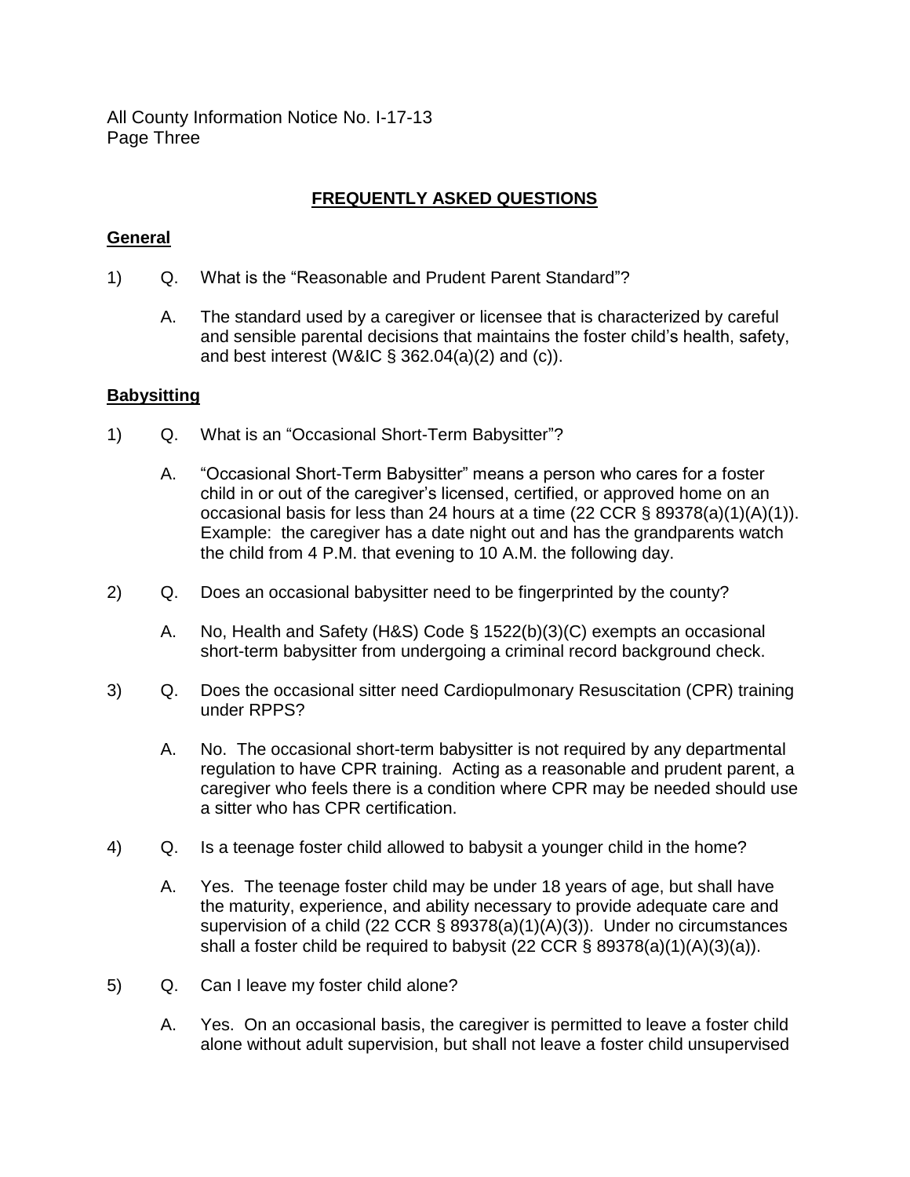## FREQUENTLY ASKED QUESTIONS

### General

1) Q. What is the “Reasonable and Prudent Parent Standard”?

   A. The standard used by a caregiver or licensee that is characterized by careful and sensible parental decisions that maintains the foster child’s health, safety, and best interest (W&IC § 362.04(a)(2) and (c)).

### Babysitting

1) Q. What is an “Occasional Short-Term Babysitter”?

   A. “Occasional Short-Term Babysitter” means a person who cares for a foster child in or out of the caregiver’s licensed, certified, or approved home on an occasional basis for less than 24 hours at a time (22 CCR § 89378(a)(1)(A)(1)). Example: the caregiver has a date night out and has the grandparents watch the child from 4 P.M. that evening to 10 A.M. the following day.

2) Q. Does an occasional babysitter need to be fingerprinted by the county?

   A. No, Health and Safety (H&S) Code § 1522(b)(3)(C) exempts an occasional short-term babysitter from undergoing a criminal record background check.

3) Q. Does the occasional sitter need Cardiopulmonary Resuscitation (CPR) training under RPPS?

   A. No. The occasional short-term babysitter is not required by any departmental regulation to have CPR training. Acting as a reasonable and prudent parent, a caregiver who feels there is a condition where CPR may be needed should use a sitter who has CPR certification.

4) Q. Is a teenage foster child allowed to babysit a younger child in the home?

   A. Yes. The teenage foster child may be under 18 years of age, but shall have the maturity, experience, and ability necessary to provide adequate care and supervision of a child (22 CCR § 89378(a)(1)(A)(3)). Under no circumstances shall a foster child be required to babysit (22 CCR § 89378(a)(1)(A)(3)(a)).

5) Q. Can I leave my foster child alone?

   A. Yes. On an occasional basis, the caregiver is permitted to leave a foster child alone without adult supervision, but shall not leave a foster child unsupervised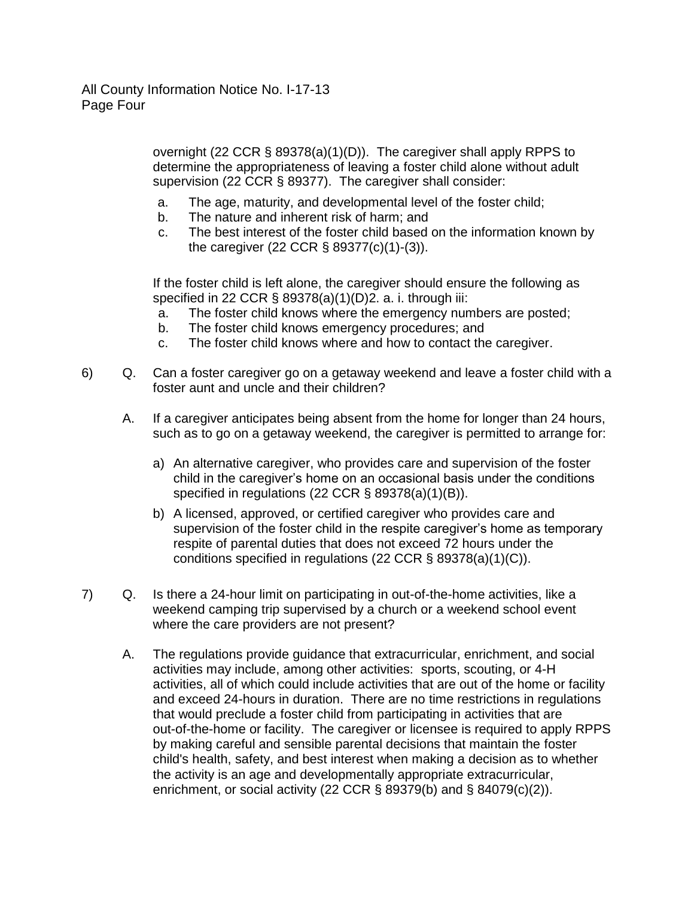overnight (22 CCR § 89378(a)(1)(D)). The caregiver shall apply RPPS to determine the appropriateness of leaving a foster child alone without adult supervision (22 CCR § 89377). The caregiver shall consider:

a. The age, maturity, and developmental level of the foster child;
b. The nature and inherent risk of harm; and
c. The best interest of the foster child based on the information known by the caregiver (22 CCR § 89377(c)(1)-(3)).

If the foster child is left alone, the caregiver should ensure the following as specified in 22 CCR § 89378(a)(1)(D)2. a. i. through iii:

a. The foster child knows where the emergency numbers are posted;
b. The foster child knows emergency procedures; and
c. The foster child knows where and how to contact the caregiver.

6) Q. Can a foster caregiver go on a getaway weekend and leave a foster child with a foster aunt and uncle and their children?

A. If a caregiver anticipates being absent from the home for longer than 24 hours, such as to go on a getaway weekend, the caregiver is permitted to arrange for:

a) An alternative caregiver, who provides care and supervision of the foster child in the caregiver's home on an occasional basis under the conditions specified in regulations (22 CCR § 89378(a)(1)(B)).

b) A licensed, approved, or certified caregiver who provides care and supervision of the foster child in the respite caregiver's home as temporary respite of parental duties that does not exceed 72 hours under the conditions specified in regulations (22 CCR § 89378(a)(1)(C)).

7) Q. Is there a 24-hour limit on participating in out-of-the-home activities, like a weekend camping trip supervised by a church or a weekend school event where the care providers are not present?

A. The regulations provide guidance that extracurricular, enrichment, and social activities may include, among other activities: sports, scouting, or 4-H activities, all of which could include activities that are out of the home or facility and exceed 24-hours in duration. There are no time restrictions in regulations that would preclude a foster child from participating in activities that are out-of-the-home or facility. The caregiver or licensee is required to apply RPPS by making careful and sensible parental decisions that maintain the foster child's health, safety, and best interest when making a decision as to whether the activity is an age and developmentally appropriate extracurricular, enrichment, or social activity (22 CCR § 89379(b) and § 84079(c)(2)).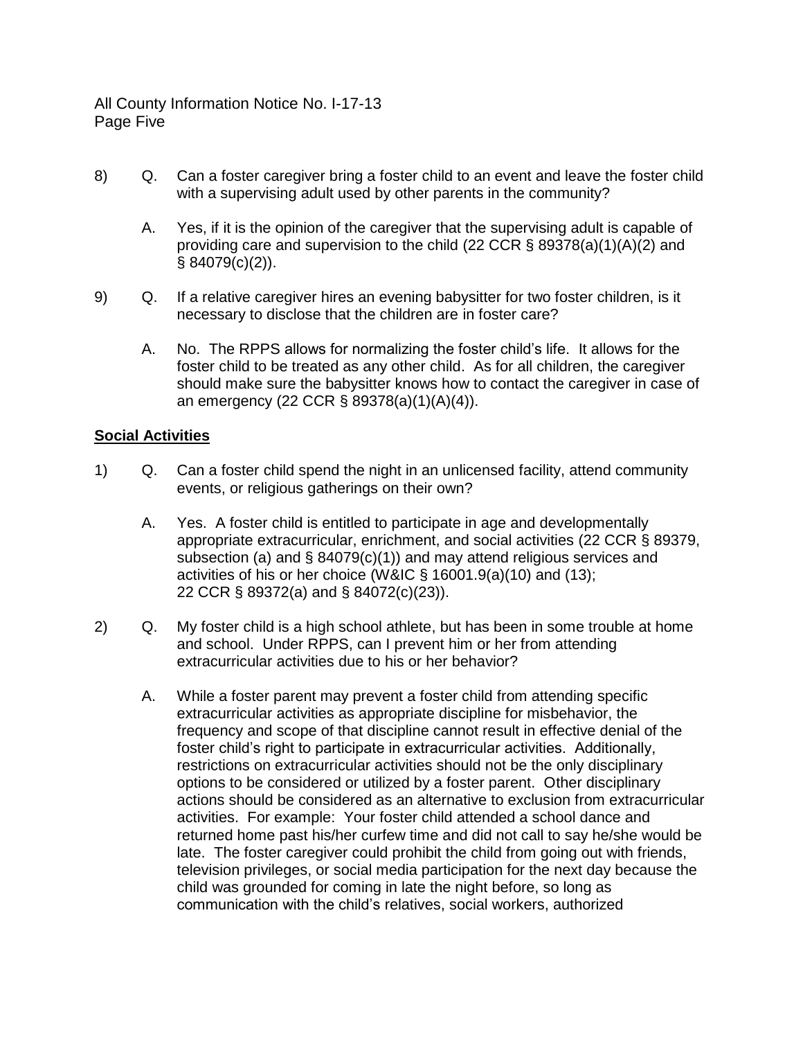8) Q. Can a foster caregiver bring a foster child to an event and leave the foster child with a supervising adult used by other parents in the community?

   A. Yes, if it is the opinion of the caregiver that the supervising adult is capable of providing care and supervision to the child (22 CCR § 89378(a)(1)(A)(2) and § 84079(c)(2)).

9) Q. If a relative caregiver hires an evening babysitter for two foster children, is it necessary to disclose that the children are in foster care?

   A. No. The RPPS allows for normalizing the foster child's life. It allows for the foster child to be treated as any other child. As for all children, the caregiver should make sure the babysitter knows how to contact the caregiver in case of an emergency (22 CCR § 89378(a)(1)(A)(4)).

**Social Activities**

1) Q. Can a foster child spend the night in an unlicensed facility, attend community events, or religious gatherings on their own?

   A. Yes. A foster child is entitled to participate in age and developmentally appropriate extracurricular, enrichment, and social activities (22 CCR § 89379, subsection (a) and § 84079(c)(1)) and may attend religious services and activities of his or her choice (W&IC § 16001.9(a)(10) and (13); 22 CCR § 89372(a) and § 84072(c)(23)).

2) Q. My foster child is a high school athlete, but has been in some trouble at home and school. Under RPPS, can I prevent him or her from attending extracurricular activities due to his or her behavior?

   A. While a foster parent may prevent a foster child from attending specific extracurricular activities as appropriate discipline for misbehavior, the frequency and scope of that discipline cannot result in effective denial of the foster child's right to participate in extracurricular activities. Additionally, restrictions on extracurricular activities should not be the only disciplinary options to be considered or utilized by a foster parent. Other disciplinary actions should be considered as an alternative to exclusion from extracurricular activities. For example: Your foster child attended a school dance and returned home past his/her curfew time and did not call to say he/she would be late. The foster caregiver could prohibit the child from going out with friends, television privileges, or social media participation for the next day because the child was grounded for coming in late the night before, so long as communication with the child's relatives, social workers, authorized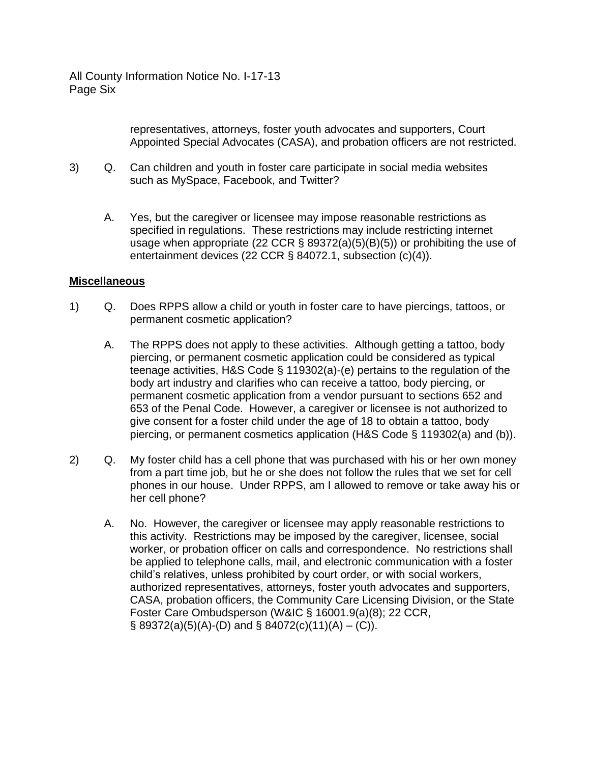representatives, attorneys, foster youth advocates and supporters, Court Appointed Special Advocates (CASA), and probation officers are not restricted.

3) Q. Can children and youth in foster care participate in social media websites such as MySpace, Facebook, and Twitter?

A. Yes, but the caregiver or licensee may impose reasonable restrictions as specified in regulations. These restrictions may include restricting internet usage when appropriate (22 CCR § 89372(a)(5)(B)(5)) or prohibiting the use of entertainment devices (22 CCR § 84072.1, subsection (c)(4)).

**Miscellaneous**

1) Q. Does RPPS allow a child or youth in foster care to have piercings, tattoos, or permanent cosmetic application?

A. The RPPS does not apply to these activities. Although getting a tattoo, body piercing, or permanent cosmetic application could be considered as typical teenage activities, H&S Code § 119302(a)-(e) pertains to the regulation of the body art industry and clarifies who can receive a tattoo, body piercing, or permanent cosmetic application from a vendor pursuant to sections 652 and 653 of the Penal Code. However, a caregiver or licensee is not authorized to give consent for a foster child under the age of 18 to obtain a tattoo, body piercing, or permanent cosmetics application (H&S Code § 119302(a) and (b)).

2) Q. My foster child has a cell phone that was purchased with his or her own money from a part time job, but he or she does not follow the rules that we set for cell phones in our house. Under RPPS, am I allowed to remove or take away his or her cell phone?

A. No. However, the caregiver or licensee may apply reasonable restrictions to this activity. Restrictions may be imposed by the caregiver, licensee, social worker, or probation officer on calls and correspondence. No restrictions shall be applied to telephone calls, mail, and electronic communication with a foster child's relatives, unless prohibited by court order, or with social workers, authorized representatives, attorneys, foster youth advocates and supporters, CASA, probation officers, the Community Care Licensing Division, or the State Foster Care Ombudsperson (W&IC § 16001.9(a)(8); 22 CCR, § 89372(a)(5)(A)-(D) and § 84072(c)(11)(A) – (C)).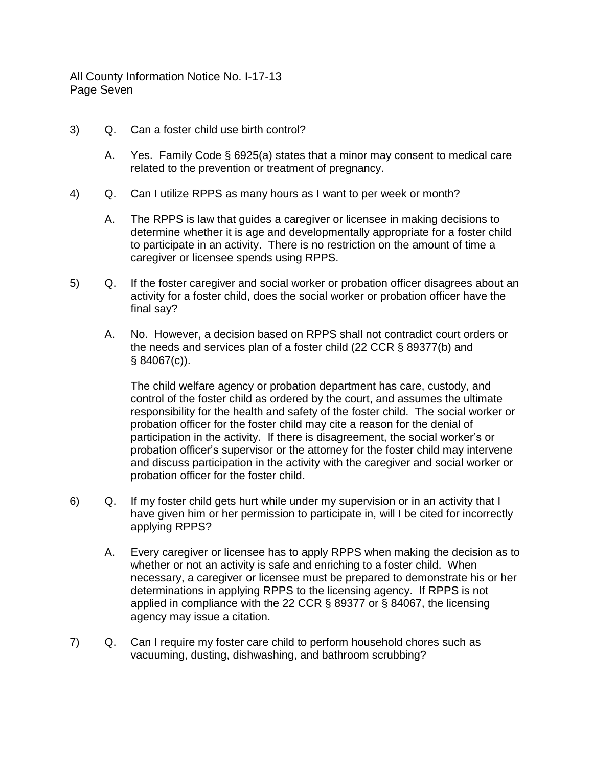3) Q. Can a foster child use birth control?

   A. Yes. Family Code § 6925(a) states that a minor may consent to medical care related to the prevention or treatment of pregnancy.

4) Q. Can I utilize RPPS as many hours as I want to per week or month?

   A. The RPPS is law that guides a caregiver or licensee in making decisions to determine whether it is age and developmentally appropriate for a foster child to participate in an activity. There is no restriction on the amount of time a caregiver or licensee spends using RPPS.

5) Q. If the foster caregiver and social worker or probation officer disagrees about an activity for a foster child, does the social worker or probation officer have the final say?

   A. No. However, a decision based on RPPS shall not contradict court orders or the needs and services plan of a foster child (22 CCR § 89377(b) and § 84067(c)).

   The child welfare agency or probation department has care, custody, and control of the foster child as ordered by the court, and assumes the ultimate responsibility for the health and safety of the foster child. The social worker or probation officer for the foster child may cite a reason for the denial of participation in the activity. If there is disagreement, the social worker's or probation officer's supervisor or the attorney for the foster child may intervene and discuss participation in the activity with the caregiver and social worker or probation officer for the foster child.

6) Q. If my foster child gets hurt while under my supervision or in an activity that I have given him or her permission to participate in, will I be cited for incorrectly applying RPPS?

   A. Every caregiver or licensee has to apply RPPS when making the decision as to whether or not an activity is safe and enriching to a foster child. When necessary, a caregiver or licensee must be prepared to demonstrate his or her determinations in applying RPPS to the licensing agency. If RPPS is not applied in compliance with the 22 CCR § 89377 or § 84067, the licensing agency may issue a citation.

7) Q. Can I require my foster care child to perform household chores such as vacuuming, dusting, dishwashing, and bathroom scrubbing?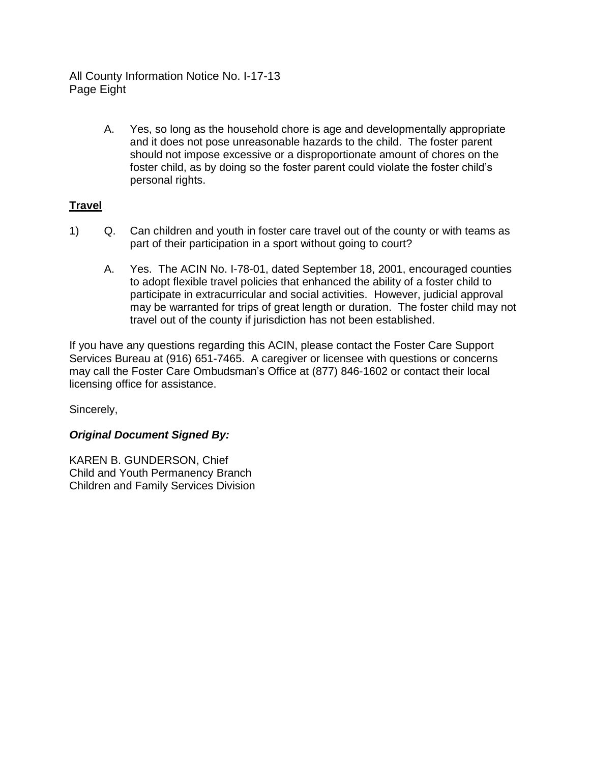A. Yes, so long as the household chore is age and developmentally appropriate and it does not pose unreasonable hazards to the child. The foster parent should not impose excessive or a disproportionate amount of chores on the foster child, as by doing so the foster parent could violate the foster child's personal rights.

**Travel**

1) Q. Can children and youth in foster care travel out of the county or with teams as part of their participation in a sport without going to court?

A. Yes. The ACIN No. I-78-01, dated September 18, 2001, encouraged counties to adopt flexible travel policies that enhanced the ability of a foster child to participate in extracurricular and social activities. However, judicial approval may be warranted for trips of great length or duration. The foster child may not travel out of the county if jurisdiction has not been established.

If you have any questions regarding this ACIN, please contact the Foster Care Support Services Bureau at (916) 651-7465. A caregiver or licensee with questions or concerns may call the Foster Care Ombudsman's Office at (877) 846-1602 or contact their local licensing office for assistance.

Sincerely,

***Original Document Signed By:***

KAREN B. GUNDERSON, Chief
Child and Youth Permanency Branch
Children and Family Services Division